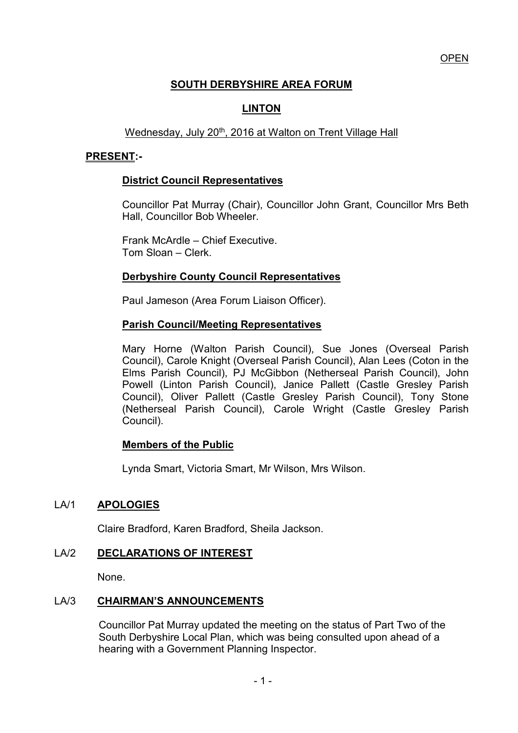OPEN

# SOUTH DERBYSHIRE AREA FORUM

## LINTON

Wednesday, July 20th, 2016 at Walton on Trent Village Hall

**PRESENT:-**

**District Council Representatives**

Councillor Pat Murray (Chair), Councillor John Grant, Councillor Mrs Beth Hall, Councillor Bob Wheeler.

Frank McArdle – Chief Executive.
Tom Sloan – Clerk.

**Derbyshire County Council Representatives**

Paul Jameson (Area Forum Liaison Officer).

**Parish Council/Meeting Representatives**

Mary Horne (Walton Parish Council), Sue Jones (Overseal Parish Council), Carole Knight (Overseal Parish Council), Alan Lees (Coton in the Elms Parish Council), PJ McGibbon (Netherseal Parish Council), John Powell (Linton Parish Council), Janice Pallett (Castle Gresley Parish Council), Oliver Pallett (Castle Gresley Parish Council), Tony Stone (Netherseal Parish Council), Carole Wright (Castle Gresley Parish Council).

**Members of the Public**

Lynda Smart, Victoria Smart, Mr Wilson, Mrs Wilson.

**LA/1 APOLOGIES**

Claire Bradford, Karen Bradford, Sheila Jackson.

**LA/2 DECLARATIONS OF INTEREST**

None.

**LA/3 CHAIRMAN'S ANNOUNCEMENTS**

Councillor Pat Murray updated the meeting on the status of Part Two of the South Derbyshire Local Plan, which was being consulted upon ahead of a hearing with a Government Planning Inspector.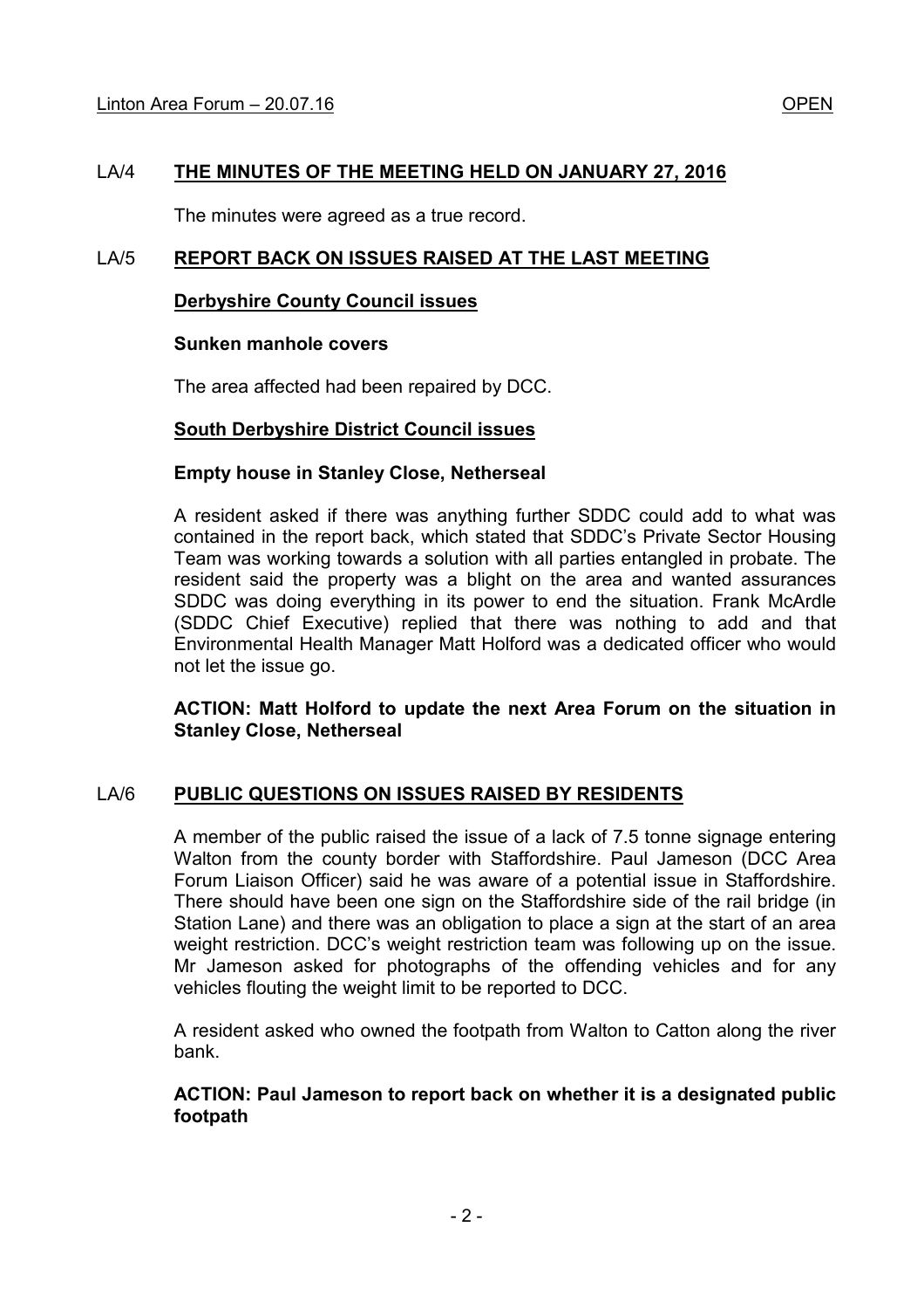## LA/4 THE MINUTES OF THE MEETING HELD ON JANUARY 27, 2016

The minutes were agreed as a true record.

## LA/5 REPORT BACK ON ISSUES RAISED AT THE LAST MEETING

### Derbyshire County Council issues

**Sunken manhole covers**

The area affected had been repaired by DCC.

### South Derbyshire District Council issues

**Empty house in Stanley Close, Netherseal**

A resident asked if there was anything further SDDC could add to what was contained in the report back, which stated that SDDC's Private Sector Housing Team was working towards a solution with all parties entangled in probate. The resident said the property was a blight on the area and wanted assurances SDDC was doing everything in its power to end the situation. Frank McArdle (SDDC Chief Executive) replied that there was nothing to add and that Environmental Health Manager Matt Holford was a dedicated officer who would not let the issue go.

**ACTION: Matt Holford to update the next Area Forum on the situation in Stanley Close, Netherseal**

## LA/6 PUBLIC QUESTIONS ON ISSUES RAISED BY RESIDENTS

A member of the public raised the issue of a lack of 7.5 tonne signage entering Walton from the county border with Staffordshire. Paul Jameson (DCC Area Forum Liaison Officer) said he was aware of a potential issue in Staffordshire. There should have been one sign on the Staffordshire side of the rail bridge (in Station Lane) and there was an obligation to place a sign at the start of an area weight restriction. DCC's weight restriction team was following up on the issue. Mr Jameson asked for photographs of the offending vehicles and for any vehicles flouting the weight limit to be reported to DCC.

A resident asked who owned the footpath from Walton to Catton along the river bank.

**ACTION: Paul Jameson to report back on whether it is a designated public footpath**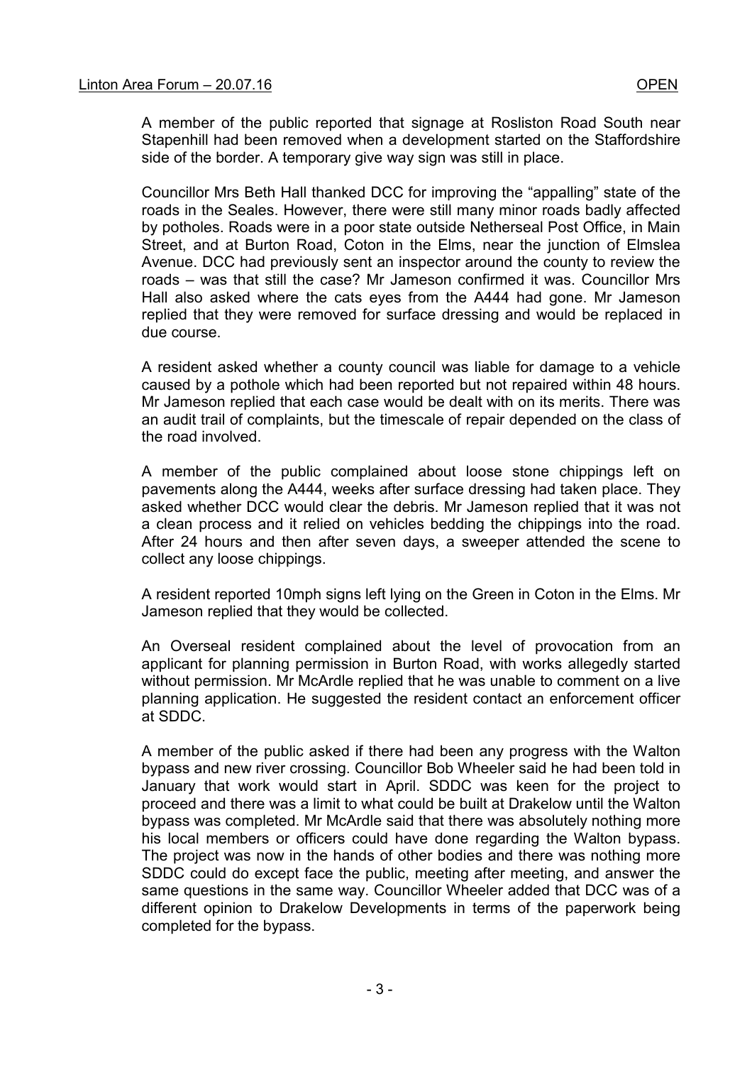A member of the public reported that signage at Rosliston Road South near Stapenhill had been removed when a development started on the Staffordshire side of the border. A temporary give way sign was still in place.

Councillor Mrs Beth Hall thanked DCC for improving the "appalling" state of the roads in the Seales. However, there were still many minor roads badly affected by potholes. Roads were in a poor state outside Netherseal Post Office, in Main Street, and at Burton Road, Coton in the Elms, near the junction of Elmslea Avenue. DCC had previously sent an inspector around the county to review the roads – was that still the case? Mr Jameson confirmed it was. Councillor Mrs Hall also asked where the cats eyes from the A444 had gone. Mr Jameson replied that they were removed for surface dressing and would be replaced in due course.

A resident asked whether a county council was liable for damage to a vehicle caused by a pothole which had been reported but not repaired within 48 hours. Mr Jameson replied that each case would be dealt with on its merits. There was an audit trail of complaints, but the timescale of repair depended on the class of the road involved.

A member of the public complained about loose stone chippings left on pavements along the A444, weeks after surface dressing had taken place. They asked whether DCC would clear the debris. Mr Jameson replied that it was not a clean process and it relied on vehicles bedding the chippings into the road. After 24 hours and then after seven days, a sweeper attended the scene to collect any loose chippings.

A resident reported 10mph signs left lying on the Green in Coton in the Elms. Mr Jameson replied that they would be collected.

An Overseal resident complained about the level of provocation from an applicant for planning permission in Burton Road, with works allegedly started without permission. Mr McArdle replied that he was unable to comment on a live planning application. He suggested the resident contact an enforcement officer at SDDC.

A member of the public asked if there had been any progress with the Walton bypass and new river crossing. Councillor Bob Wheeler said he had been told in January that work would start in April. SDDC was keen for the project to proceed and there was a limit to what could be built at Drakelow until the Walton bypass was completed. Mr McArdle said that there was absolutely nothing more his local members or officers could have done regarding the Walton bypass. The project was now in the hands of other bodies and there was nothing more SDDC could do except face the public, meeting after meeting, and answer the same questions in the same way. Councillor Wheeler added that DCC was of a different opinion to Drakelow Developments in terms of the paperwork being completed for the bypass.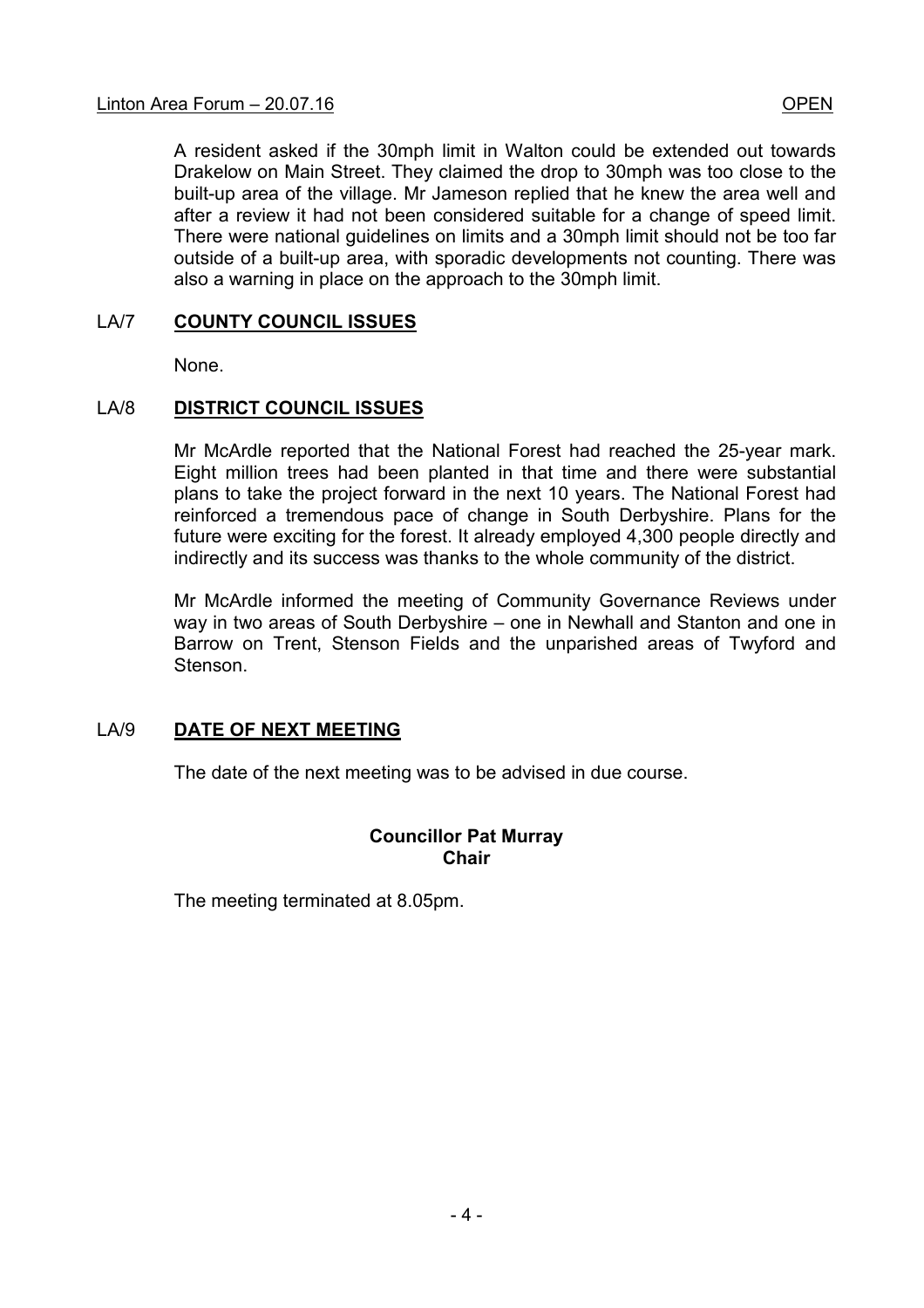A resident asked if the 30mph limit in Walton could be extended out towards Drakelow on Main Street. They claimed the drop to 30mph was too close to the built-up area of the village. Mr Jameson replied that he knew the area well and after a review it had not been considered suitable for a change of speed limit. There were national guidelines on limits and a 30mph limit should not be too far outside of a built-up area, with sporadic developments not counting. There was also a warning in place on the approach to the 30mph limit.

## LA/7 **COUNTY COUNCIL ISSUES**

None.

## LA/8 **DISTRICT COUNCIL ISSUES**

Mr McArdle reported that the National Forest had reached the 25-year mark. Eight million trees had been planted in that time and there were substantial plans to take the project forward in the next 10 years. The National Forest had reinforced a tremendous pace of change in South Derbyshire. Plans for the future were exciting for the forest. It already employed 4,300 people directly and indirectly and its success was thanks to the whole community of the district.

Mr McArdle informed the meeting of Community Governance Reviews under way in two areas of South Derbyshire – one in Newhall and Stanton and one in Barrow on Trent, Stenson Fields and the unparished areas of Twyford and Stenson.

## LA/9 **DATE OF NEXT MEETING**

The date of the next meeting was to be advised in due course.

**Councillor Pat Murray**
**Chair**

The meeting terminated at 8.05pm.